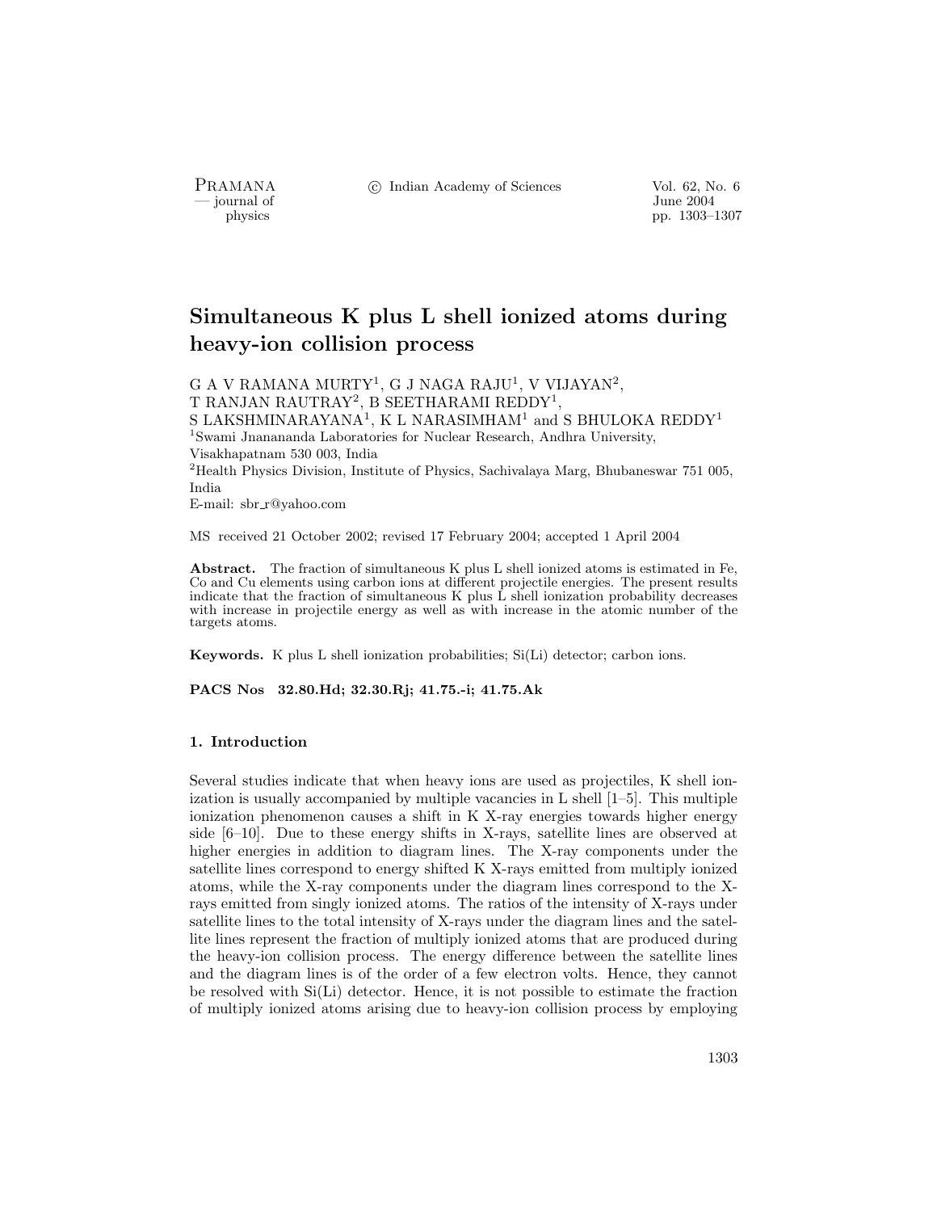# Simultaneous K plus L shell ionized atoms during heavy-ion collision process

G A V RAMANA MURTY[1], G J NAGA RAJU[1], V VIJAYAN[2], T RANJAN RAUTRAY[2], B SEETHARAMI REDDY[1], S LAKSHMINARAYANA[1], K L NARASIMHAM[1] and S BHULOKA REDDY[1]

[1]Swami Jnanananda Laboratories for Nuclear Research, Andhra University, Visakhapatnam 530 003, India

[2]Health Physics Division, Institute of Physics, Sachivalaya Marg, Bhubaneswar 751 005, India

E-mail: sbr_r@yahoo.com

MS received 21 October 2002; revised 17 February 2004; accepted 1 April 2004

**Abstract.** The fraction of simultaneous K plus L shell ionized atoms is estimated in Fe, Co and Cu elements using carbon ions at different projectile energies. The present results indicate that the fraction of simultaneous K plus L shell ionization probability decreases with increase in projectile energy as well as with increase in the atomic number of the targets atoms.

**Keywords.** K plus L shell ionization probabilities; Si(Li) detector; carbon ions.

**PACS Nos 32.80.Hd; 32.30.Rj; 41.75.-i; 41.75.Ak**

## 1. Introduction

Several studies indicate that when heavy ions are used as projectiles, K shell ionization is usually accompanied by multiple vacancies in L shell [1–5]. This multiple ionization phenomenon causes a shift in K X-ray energies towards higher energy side [6–10]. Due to these energy shifts in X-rays, satellite lines are observed at higher energies in addition to diagram lines. The X-ray components under the satellite lines correspond to energy shifted K X-rays emitted from multiply ionized atoms, while the X-ray components under the diagram lines correspond to the X-rays emitted from singly ionized atoms. The ratios of the intensity of X-rays under satellite lines to the total intensity of X-rays under the diagram lines and the satellite lines represent the fraction of multiply ionized atoms that are produced during the heavy-ion collision process. The energy difference between the satellite lines and the diagram lines is of the order of a few electron volts. Hence, they cannot be resolved with Si(Li) detector. Hence, it is not possible to estimate the fraction of multiply ionized atoms arising due to heavy-ion collision process by employing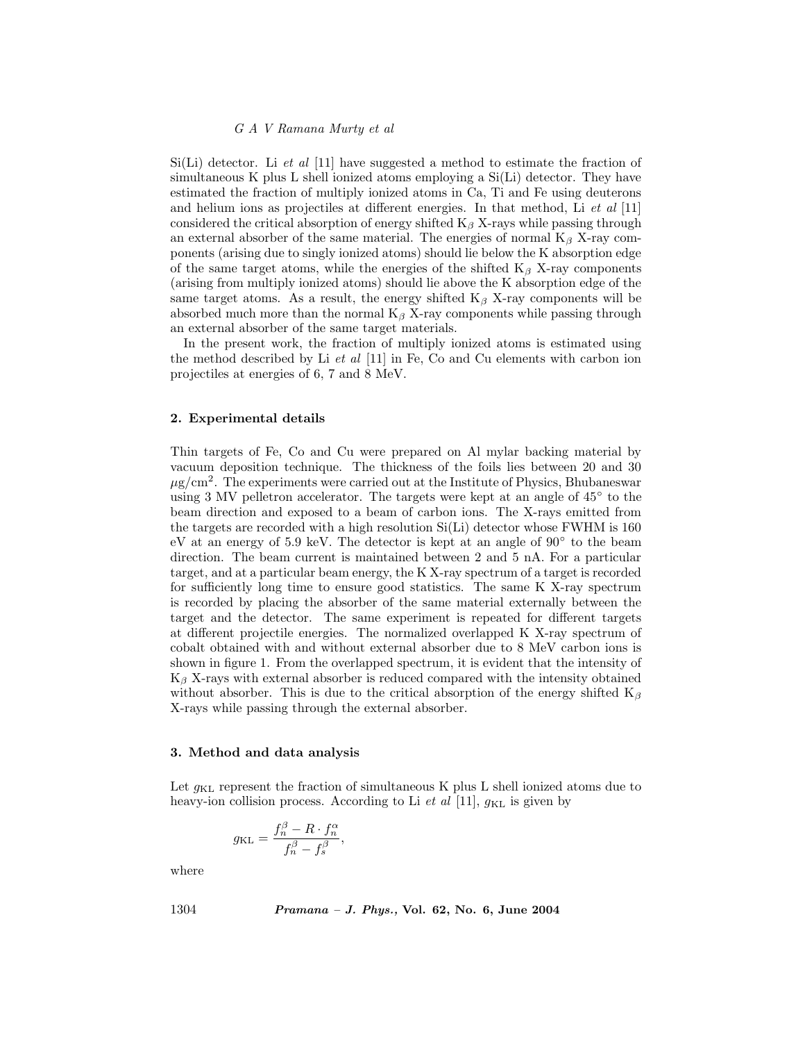Si(Li) detector. Li *et al* [11] have suggested a method to estimate the fraction of simultaneous K plus L shell ionized atoms employing a Si(Li) detector. They have estimated the fraction of multiply ionized atoms in Ca, Ti and Fe using deuterons and helium ions as projectiles at different energies. In that method, Li *et al* [11] considered the critical absorption of energy shifted $K_\beta$ X-rays while passing through an external absorber of the same material. The energies of normal $K_\beta$ X-ray components (arising due to singly ionized atoms) should lie below the K absorption edge of the same target atoms, while the energies of the shifted $K_\beta$ X-ray components (arising from multiply ionized atoms) should lie above the K absorption edge of the same target atoms. As a result, the energy shifted $K_\beta$ X-ray components will be absorbed much more than the normal $K_\beta$ X-ray components while passing through an external absorber of the same target materials.

In the present work, the fraction of multiply ionized atoms is estimated using the method described by Li *et al* [11] in Fe, Co and Cu elements with carbon ion projectiles at energies of 6, 7 and 8 MeV.

## 2. Experimental details

Thin targets of Fe, Co and Cu were prepared on Al mylar backing material by vacuum deposition technique. The thickness of the foils lies between 20 and 30 $\mu$g/cm$^2$. The experiments were carried out at the Institute of Physics, Bhubaneswar using 3 MV pelletron accelerator. The targets were kept at an angle of 45° to the beam direction and exposed to a beam of carbon ions. The X-rays emitted from the targets are recorded with a high resolution Si(Li) detector whose FWHM is 160 eV at an energy of 5.9 keV. The detector is kept at an angle of 90° to the beam direction. The beam current is maintained between 2 and 5 nA. For a particular target, and at a particular beam energy, the K X-ray spectrum of a target is recorded for sufficiently long time to ensure good statistics. The same K X-ray spectrum is recorded by placing the absorber of the same material externally between the target and the detector. The same experiment is repeated for different targets at different projectile energies. The normalized overlapped K X-ray spectrum of cobalt obtained with and without external absorber due to 8 MeV carbon ions is shown in figure 1. From the overlapped spectrum, it is evident that the intensity of $K_\beta$ X-rays with external absorber is reduced compared with the intensity obtained without absorber. This is due to the critical absorption of the energy shifted $K_\beta$ X-rays while passing through the external absorber.

## 3. Method and data analysis

Let $g_{\mathrm{KL}}$ represent the fraction of simultaneous K plus L shell ionized atoms due to heavy-ion collision process. According to Li *et al* [11], $g_{\mathrm{KL}}$ is given by

$$g_{\mathrm{KL}} = \frac{f_n^\beta - R \cdot f_n^\alpha}{f_n^\beta - f_s^\beta},$$

where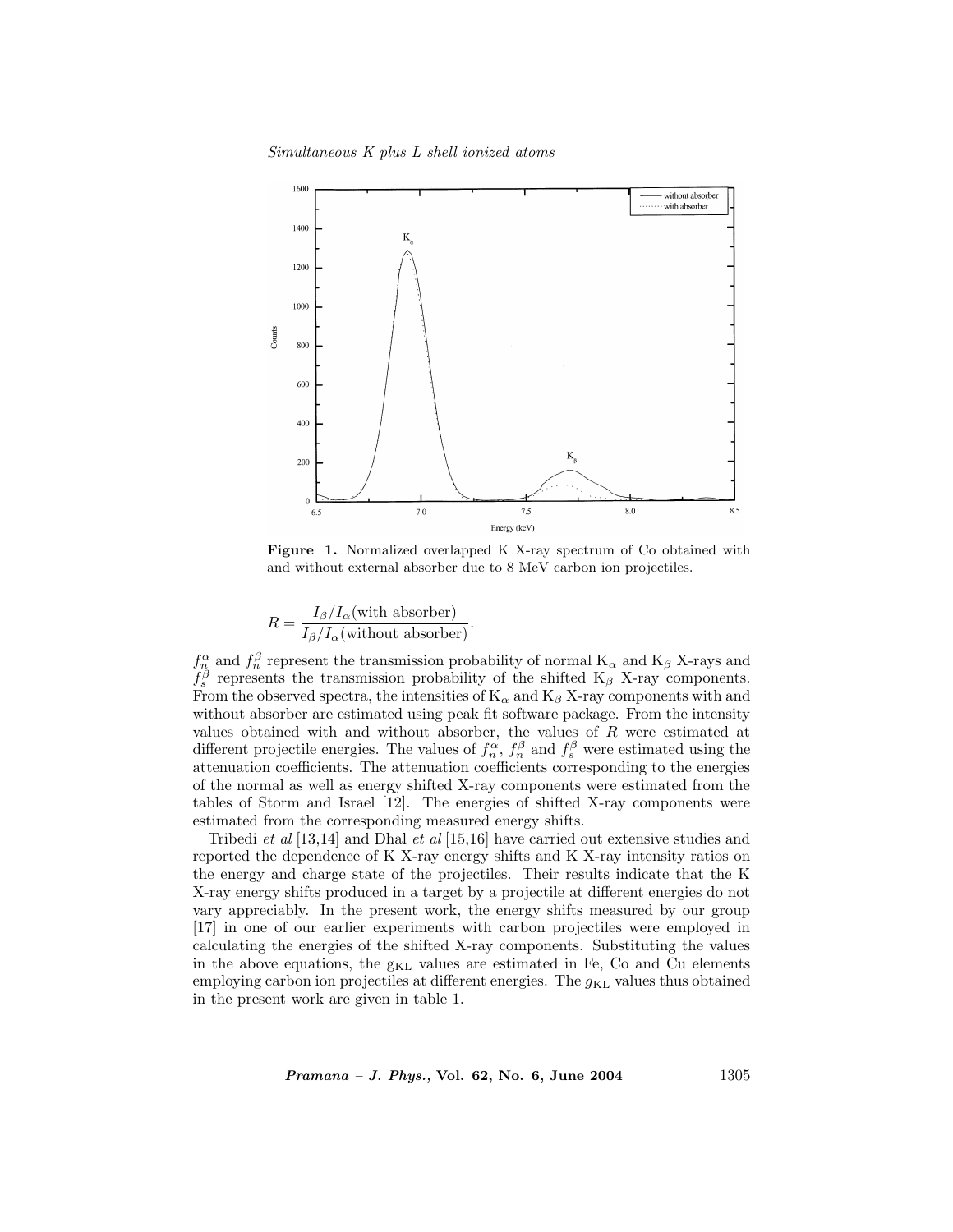**Figure 1.** Normalized overlapped K X-ray spectrum of Co obtained with and without external absorber due to 8 MeV carbon ion projectiles.

$$R = \frac{I_\beta / I_\alpha(\text{with absorber})}{I_\beta / I_\alpha(\text{without absorber})}.$$

$f_n^\alpha$ and $f_n^\beta$ represent the transmission probability of normal $K_\alpha$ and $K_\beta$ X-rays and $f_s^\beta$ represents the transmission probability of the shifted $K_\beta$ X-ray components. From the observed spectra, the intensities of $K_\alpha$ and $K_\beta$ X-ray components with and without absorber are estimated using peak fit software package. From the intensity values obtained with and without absorber, the values of $R$ were estimated at different projectile energies. The values of $f_n^\alpha$, $f_n^\beta$ and $f_s^\beta$ were estimated using the attenuation coefficients. The attenuation coefficients corresponding to the energies of the normal as well as energy shifted X-ray components were estimated from the tables of Storm and Israel [12]. The energies of shifted X-ray components were estimated from the corresponding measured energy shifts.

Tribedi *et al* [13,14] and Dhal *et al* [15,16] have carried out extensive studies and reported the dependence of K X-ray energy shifts and K X-ray intensity ratios on the energy and charge state of the projectiles. Their results indicate that the K X-ray energy shifts produced in a target by a projectile at different energies do not vary appreciably. In the present work, the energy shifts measured by our group [17] in one of our earlier experiments with carbon projectiles were employed in calculating the energies of the shifted X-ray components. Substituting the values in the above equations, the $g_{\text{KL}}$ values are estimated in Fe, Co and Cu elements employing carbon ion projectiles at different energies. The $g_{\text{KL}}$ values thus obtained in the present work are given in table 1.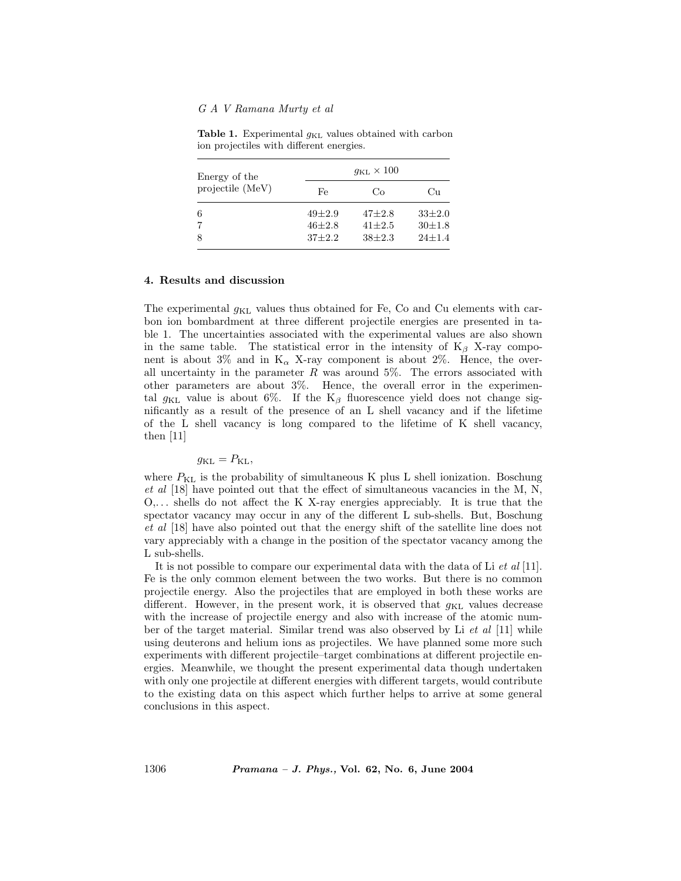**Table 1.** Experimental $g_{\mathrm{KL}}$ values obtained with carbon ion projectiles with different energies.

| Energy of the projectile (MeV) | $g_{\mathrm{KL}} \times 100$ | | |
|---|---|---|---|
| | Fe | Co | Cu |
| 6 | 49±2.9 | 47±2.8 | 33±2.0 |
| 7 | 46±2.8 | 41±2.5 | 30±1.8 |
| 8 | 37±2.2 | 38±2.3 | 24±1.4 |

## 4. Results and discussion

The experimental $g_{\mathrm{KL}}$ values thus obtained for Fe, Co and Cu elements with carbon ion bombardment at three different projectile energies are presented in table 1. The uncertainties associated with the experimental values are also shown in the same table. The statistical error in the intensity of $\mathrm{K}_\beta$ X-ray component is about 3% and in $\mathrm{K}_\alpha$ X-ray component is about 2%. Hence, the overall uncertainty in the parameter $R$ was around 5%. The errors associated with other parameters are about 3%. Hence, the overall error in the experimental $g_{\mathrm{KL}}$ value is about 6%. If the $\mathrm{K}_\beta$ fluorescence yield does not change significantly as a result of the presence of an L shell vacancy and if the lifetime of the L shell vacancy is long compared to the lifetime of K shell vacancy, then [11]

$$g_{\mathrm{KL}} = P_{\mathrm{KL}},$$

where $P_{\mathrm{KL}}$ is the probability of simultaneous K plus L shell ionization. Boschung *et al* [18] have pointed out that the effect of simultaneous vacancies in the M, N, O,... shells do not affect the K X-ray energies appreciably. It is true that the spectator vacancy may occur in any of the different L sub-shells. But, Boschung *et al* [18] have also pointed out that the energy shift of the satellite line does not vary appreciably with a change in the position of the spectator vacancy among the L sub-shells.

It is not possible to compare our experimental data with the data of Li *et al* [11]. Fe is the only common element between the two works. But there is no common projectile energy. Also the projectiles that are employed in both these works are different. However, in the present work, it is observed that $g_{\mathrm{KL}}$ values decrease with the increase of projectile energy and also with increase of the atomic number of the target material. Similar trend was also observed by Li *et al* [11] while using deuterons and helium ions as projectiles. We have planned some more such experiments with different projectile–target combinations at different projectile energies. Meanwhile, we thought the present experimental data though undertaken with only one projectile at different energies with different targets, would contribute to the existing data on this aspect which further helps to arrive at some general conclusions in this aspect.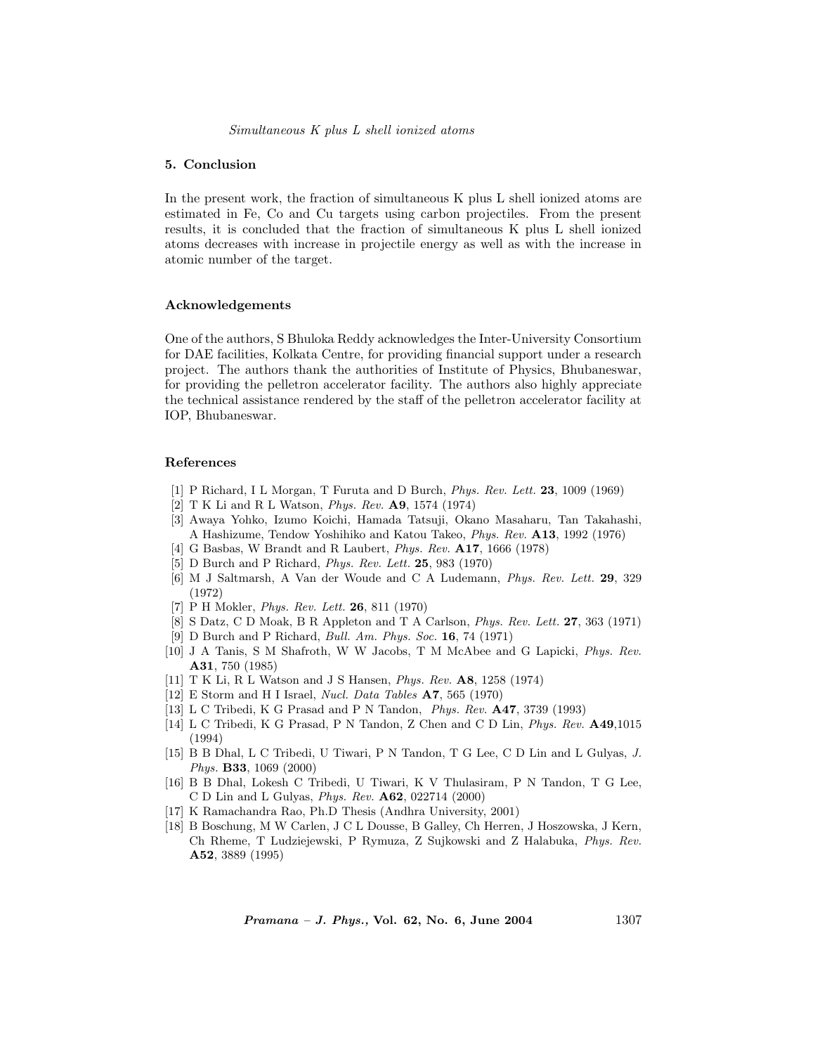## 5. Conclusion

In the present work, the fraction of simultaneous K plus L shell ionized atoms are estimated in Fe, Co and Cu targets using carbon projectiles. From the present results, it is concluded that the fraction of simultaneous K plus L shell ionized atoms decreases with increase in projectile energy as well as with the increase in atomic number of the target.

## Acknowledgements

One of the authors, S Bhuloka Reddy acknowledges the Inter-University Consortium for DAE facilities, Kolkata Centre, for providing financial support under a research project. The authors thank the authorities of Institute of Physics, Bhubaneswar, for providing the pelletron accelerator facility. The authors also highly appreciate the technical assistance rendered by the staff of the pelletron accelerator facility at IOP, Bhubaneswar.

## References

[1] P Richard, I L Morgan, T Furuta and D Burch, *Phys. Rev. Lett.* **23**, 1009 (1969)

[2] T K Li and R L Watson, *Phys. Rev.* **A9**, 1574 (1974)

[3] Awaya Yohko, Izumo Koichi, Hamada Tatsuji, Okano Masaharu, Tan Takahashi, A Hashizume, Tendow Yoshihiko and Katou Takeo, *Phys. Rev.* **A13**, 1992 (1976)

[4] G Basbas, W Brandt and R Laubert, *Phys. Rev.* **A17**, 1666 (1978)

[5] D Burch and P Richard, *Phys. Rev. Lett.* **25**, 983 (1970)

[6] M J Saltmarsh, A Van der Woude and C A Ludemann, *Phys. Rev. Lett.* **29**, 329 (1972)

[7] P H Mokler, *Phys. Rev. Lett.* **26**, 811 (1970)

[8] S Datz, C D Moak, B R Appleton and T A Carlson, *Phys. Rev. Lett.* **27**, 363 (1971)

[9] D Burch and P Richard, *Bull. Am. Phys. Soc.* **16**, 74 (1971)

[10] J A Tanis, S M Shafroth, W W Jacobs, T M McAbee and G Lapicki, *Phys. Rev.* **A31**, 750 (1985)

[11] T K Li, R L Watson and J S Hansen, *Phys. Rev.* **A8**, 1258 (1974)

[12] E Storm and H I Israel, *Nucl. Data Tables* **A7**, 565 (1970)

[13] L C Tribedi, K G Prasad and P N Tandon, *Phys. Rev.* **A47**, 3739 (1993)

[14] L C Tribedi, K G Prasad, P N Tandon, Z Chen and C D Lin, *Phys. Rev.* **A49**,1015 (1994)

[15] B B Dhal, L C Tribedi, U Tiwari, P N Tandon, T G Lee, C D Lin and L Gulyas, *J. Phys.* **B33**, 1069 (2000)

[16] B B Dhal, Lokesh C Tribedi, U Tiwari, K V Thulasiram, P N Tandon, T G Lee, C D Lin and L Gulyas, *Phys. Rev.* **A62**, 022714 (2000)

[17] K Ramachandra Rao, Ph.D Thesis (Andhra University, 2001)

[18] B Boschung, M W Carlen, J C L Dousse, B Galley, Ch Herren, J Hoszowska, J Kern, Ch Rheme, T Ludziejewski, P Rymuza, Z Sujkowski and Z Halabuka, *Phys. Rev.* **A52**, 3889 (1995)